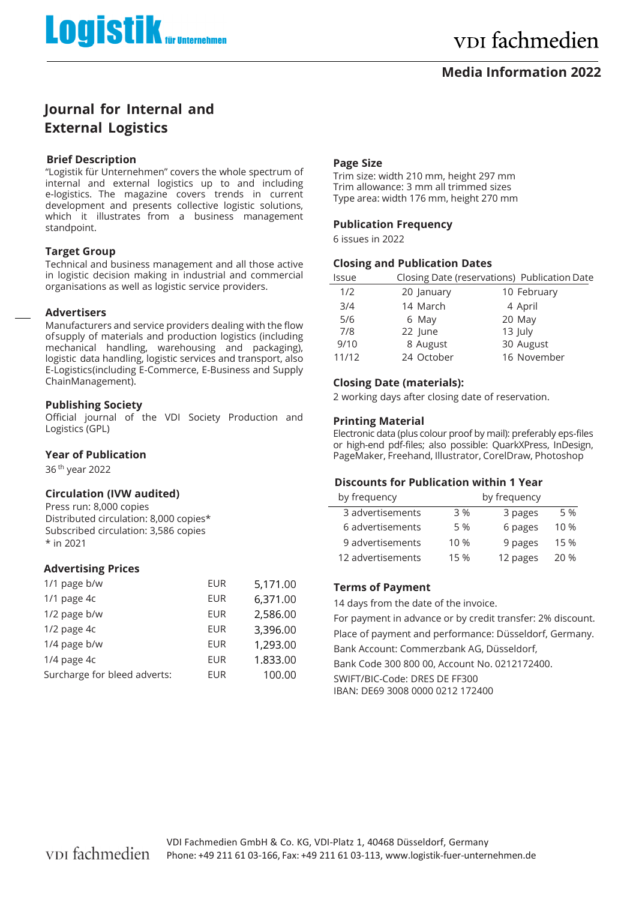# Logistik für Unternehmen

vdi fachmedien

**Media Information 2022**

## Journal for Internal and External Logistics

### Brief Description

"Logistik für Unternehmen" covers the whole spectrum of internal and external logistics up to and including e-logistics. The magazine covers trends in current development and presents collective logistic solutions, which it illustrates from a business management standpoint.

### Target Group

Technical and business management and all those active in logistic decision making in industrial and commercial organisations as well as logistic service providers.

### Advertisers

Manufacturers and service providers dealing with the flow ofsupply of materials and production logistics (including mechanical handling, warehousing and packaging), logistic data handling, logistic services and transport, also E-Logistics(including E-Commerce, E-Business and Supply ChainManagement).

### Publishing Society

Official journal of the VDI Society Production and Logistics (GPL)

### Year of Publication

36 th year 2022

### Circulation (IVW audited)

Press run: 8,000 copies
Distributed circulation: 8,000 copies*
Subscribed circulation: 3,586 copies
* in 2021

### Advertising Prices

| | | |
|---|---|---|
| 1/1 page b/w | EUR | 5,171.00 |
| 1/1 page 4c | EUR | 6,371.00 |
| 1/2 page b/w | EUR | 2,586.00 |
| 1/2 page 4c | EUR | 3,396.00 |
| 1/4 page b/w | EUR | 1,293.00 |
| 1/4 page 4c | EUR | 1.833.00 |
| Surcharge for bleed adverts: | EUR | 100.00 |

### Page Size

Trim size: width 210 mm, height 297 mm
Trim allowance: 3 mm all trimmed sizes
Type area: width 176 mm, height 270 mm

### Publication Frequency

6 issues in 2022

### Closing and Publication Dates

| Issue | Closing Date (reservations) | Publication Date |
|---|---|---|
| 1/2 | 20 January | 10 February |
| 3/4 | 14 March | 4 April |
| 5/6 | 6 May | 20 May |
| 7/8 | 22 June | 13 July |
| 9/10 | 8 August | 30 August |
| 11/12 | 24 October | 16 November |

### Closing Date (materials):

2 working days after closing date of reservation.

### Printing Material

Electronic data (plus colour proof by mail): preferably eps-files or high-end pdf-files; also possible: QuarkXPress, InDesign, PageMaker, Freehand, Illustrator, CorelDraw, Photoshop

### Discounts for Publication within 1 Year

| by frequency | | by frequency | |
|---|---|---|---|
| 3 advertisements | 3 % | 3 pages | 5 % |
| 6 advertisements | 5 % | 6 pages | 10 % |
| 9 advertisements | 10 % | 9 pages | 15 % |
| 12 advertisements | 15 % | 12 pages | 20 % |

### Terms of Payment

14 days from the date of the invoice.

For payment in advance or by credit transfer: 2% discount.

Place of payment and performance: Düsseldorf, Germany.

Bank Account: Commerzbank AG, Düsseldorf,

Bank Code 300 800 00, Account No. 0212172400.

SWIFT/BIC-Code: DRES DE FF300
IBAN: DE69 3008 0000 0212 172400

vdi fachmedien

VDI Fachmedien GmbH & Co. KG, VDI-Platz 1, 40468 Düsseldorf, Germany
Phone: +49 211 61 03-166, Fax: +49 211 61 03-113, www.logistik-fuer-unternehmen.de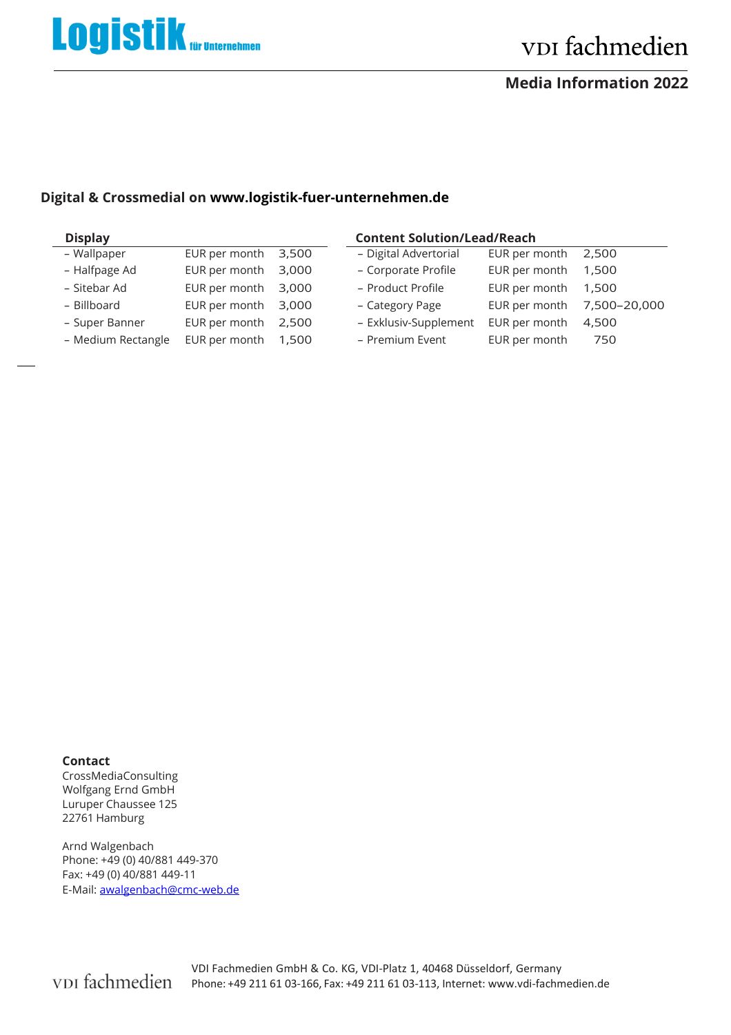## Digital & Crossmedial on www.logistik-fuer-unternehmen.de

| Display | | | Content Solution/Lead/Reach | | |
|---|---|---|---|---|---|
| – Wallpaper | EUR per month | 3,500 | – Digital Advertorial | EUR per month | 2,500 |
| – Halfpage Ad | EUR per month | 3,000 | – Corporate Profile | EUR per month | 1,500 |
| – Sitebar Ad | EUR per month | 3,000 | – Product Profile | EUR per month | 1,500 |
| – Billboard | EUR per month | 3,000 | – Category Page | EUR per month | 7,500–20,000 |
| – Super Banner | EUR per month | 2,500 | – Exklusiv-Supplement | EUR per month | 4,500 |
| – Medium Rectangle | EUR per month | 1,500 | – Premium Event | EUR per month | 750 |

**Contact**
CrossMediaConsulting
Wolfgang Ernd GmbH
Luruper Chaussee 125
22761 Hamburg

Arnd Walgenbach
Phone: +49 (0) 40/881 449-370
Fax: +49 (0) 40/881 449-11
E-Mail: awalgenbach@cmc-web.de

VDI Fachmedien GmbH & Co. KG, VDI-Platz 1, 40468 Düsseldorf, Germany
Phone: +49 211 61 03-166, Fax: +49 211 61 03-113, Internet: www.vdi-fachmedien.de